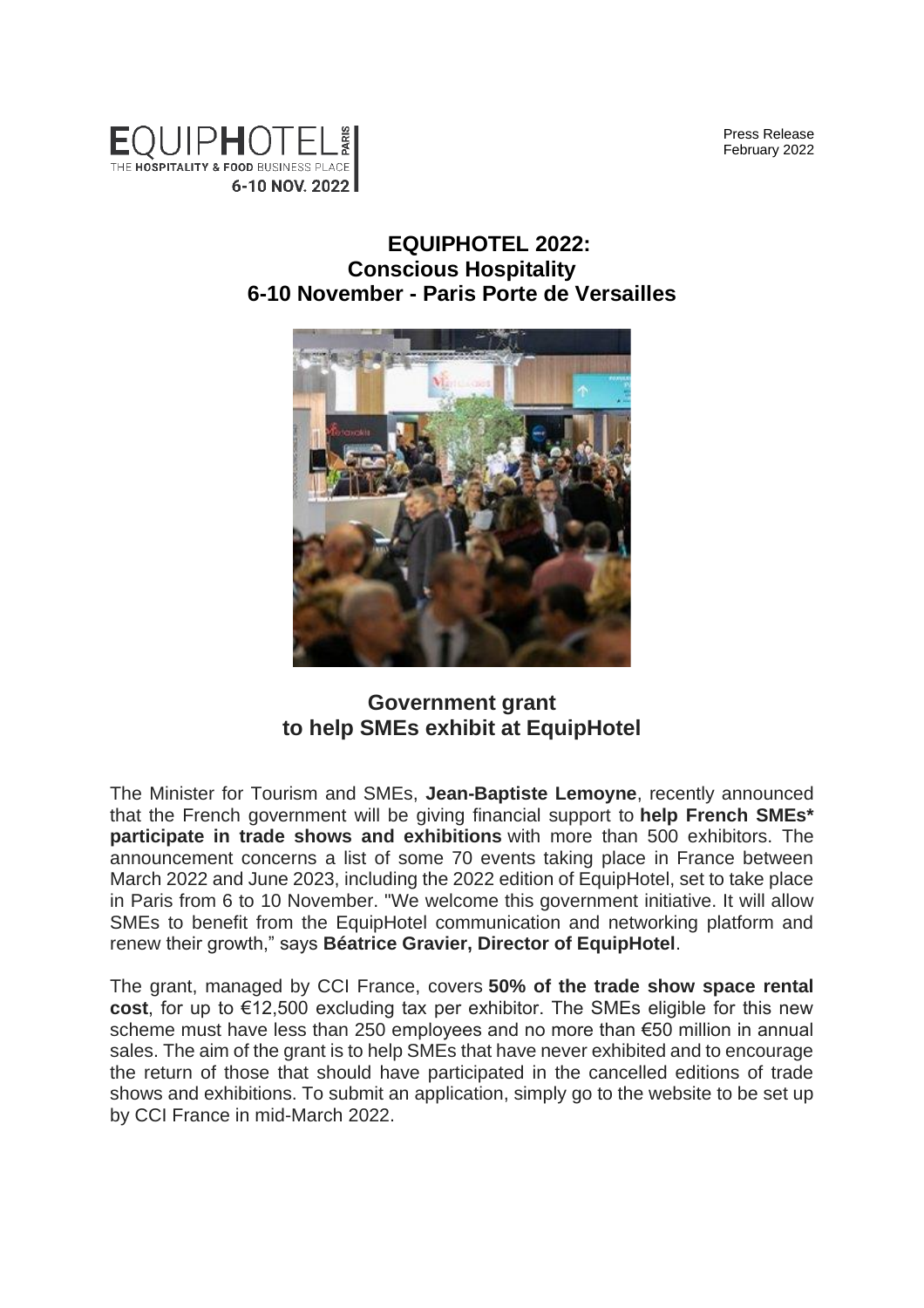EQUIPHOTEL PARIS
THE HOSPITALITY & FOOD BUSINESS PLACE
6-10 NOV. 2022

Press Release
February 2022

# EQUIPHOTEL 2022:
# Conscious Hospitality
# 6-10 November - Paris Porte de Versailles

## Government grant to help SMEs exhibit at EquipHotel

The Minister for Tourism and SMEs, **Jean-Baptiste Lemoyne**, recently announced that the French government will be giving financial support to **help French SMEs* participate in trade shows and exhibitions** with more than 500 exhibitors. The announcement concerns a list of some 70 events taking place in France between March 2022 and June 2023, including the 2022 edition of EquipHotel, set to take place in Paris from 6 to 10 November. "We welcome this government initiative. It will allow SMEs to benefit from the EquipHotel communication and networking platform and renew their growth," says **Béatrice Gravier, Director of EquipHotel**.

The grant, managed by CCI France, covers **50% of the trade show space rental cost**, for up to €12,500 excluding tax per exhibitor. The SMEs eligible for this new scheme must have less than 250 employees and no more than €50 million in annual sales. The aim of the grant is to help SMEs that have never exhibited and to encourage the return of those that should have participated in the cancelled editions of trade shows and exhibitions. To submit an application, simply go to the website to be set up by CCI France in mid-March 2022.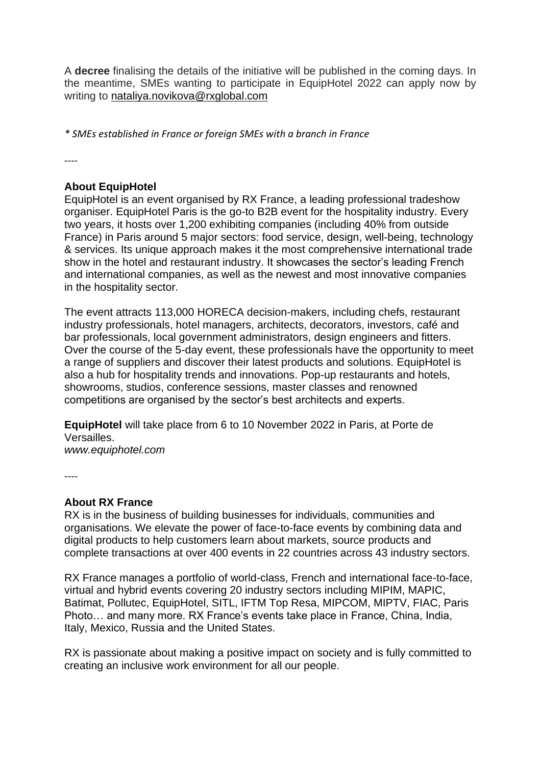A **decree** finalising the details of the initiative will be published in the coming days. In the meantime, SMEs wanting to participate in EquipHotel 2022 can apply now by writing to nataliya.novikova@rxglobal.com

*\* SMEs established in France or foreign SMEs with a branch in France*

----

**About EquipHotel**

EquipHotel is an event organised by RX France, a leading professional tradeshow organiser. EquipHotel Paris is the go-to B2B event for the hospitality industry. Every two years, it hosts over 1,200 exhibiting companies (including 40% from outside France) in Paris around 5 major sectors: food service, design, well-being, technology & services. Its unique approach makes it the most comprehensive international trade show in the hotel and restaurant industry. It showcases the sector's leading French and international companies, as well as the newest and most innovative companies in the hospitality sector.

The event attracts 113,000 HORECA decision-makers, including chefs, restaurant industry professionals, hotel managers, architects, decorators, investors, café and bar professionals, local government administrators, design engineers and fitters. Over the course of the 5-day event, these professionals have the opportunity to meet a range of suppliers and discover their latest products and solutions. EquipHotel is also a hub for hospitality trends and innovations. Pop-up restaurants and hotels, showrooms, studios, conference sessions, master classes and renowned competitions are organised by the sector's best architects and experts.

**EquipHotel** will take place from 6 to 10 November 2022 in Paris, at Porte de Versailles.
*www.equiphotel.com*

----

**About RX France**

RX is in the business of building businesses for individuals, communities and organisations. We elevate the power of face-to-face events by combining data and digital products to help customers learn about markets, source products and complete transactions at over 400 events in 22 countries across 43 industry sectors.

RX France manages a portfolio of world-class, French and international face-to-face, virtual and hybrid events covering 20 industry sectors including MIPIM, MAPIC, Batimat, Pollutec, EquipHotel, SITL, IFTM Top Resa, MIPCOM, MIPTV, FIAC, Paris Photo… and many more. RX France's events take place in France, China, India, Italy, Mexico, Russia and the United States.

RX is passionate about making a positive impact on society and is fully committed to creating an inclusive work environment for all our people.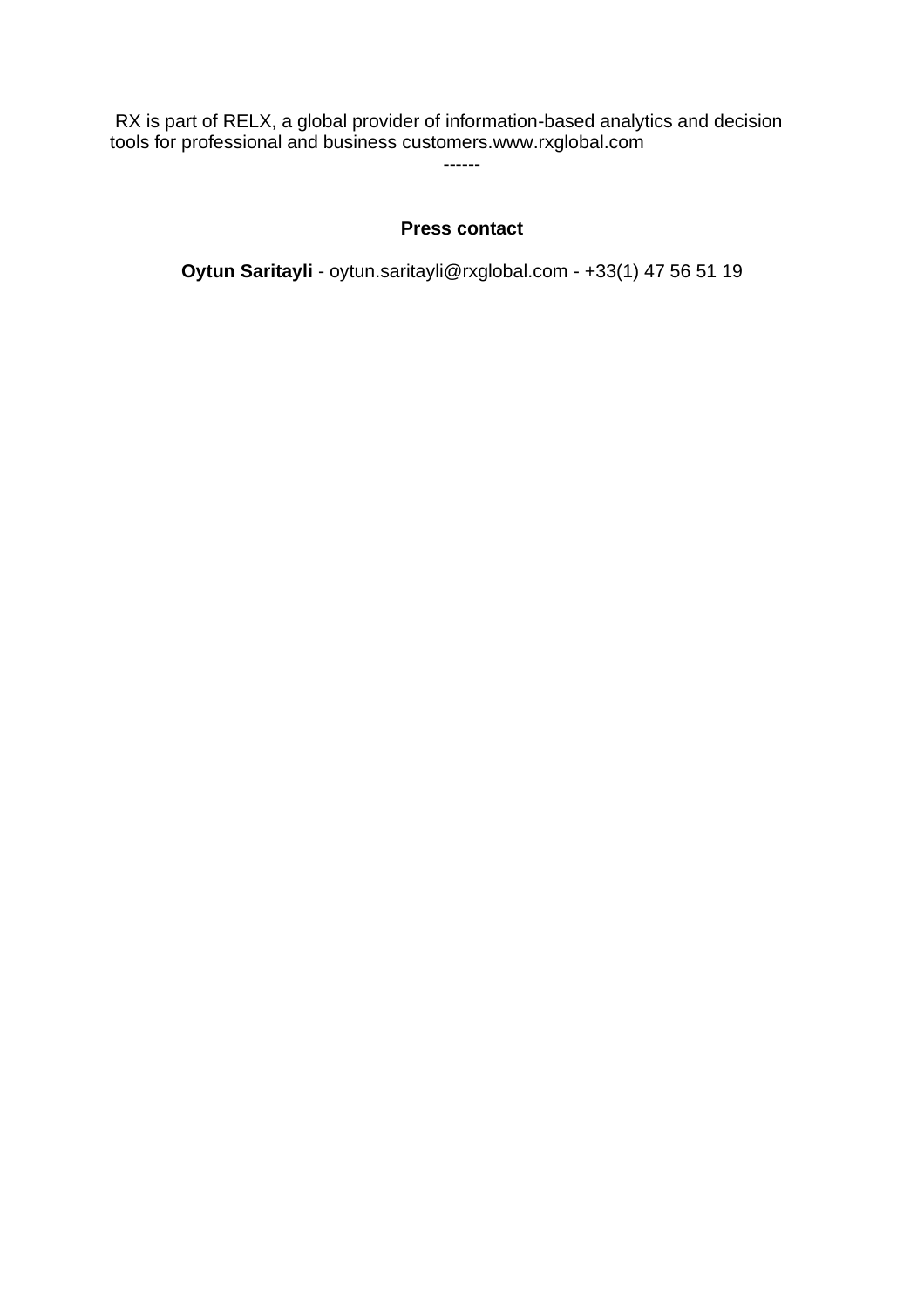RX is part of RELX, a global provider of information-based analytics and decision tools for professional and business customers.www.rxglobal.com

------

**Press contact**

**Oytun Saritayli** - oytun.saritayli@rxglobal.com - +33(1) 47 56 51 19